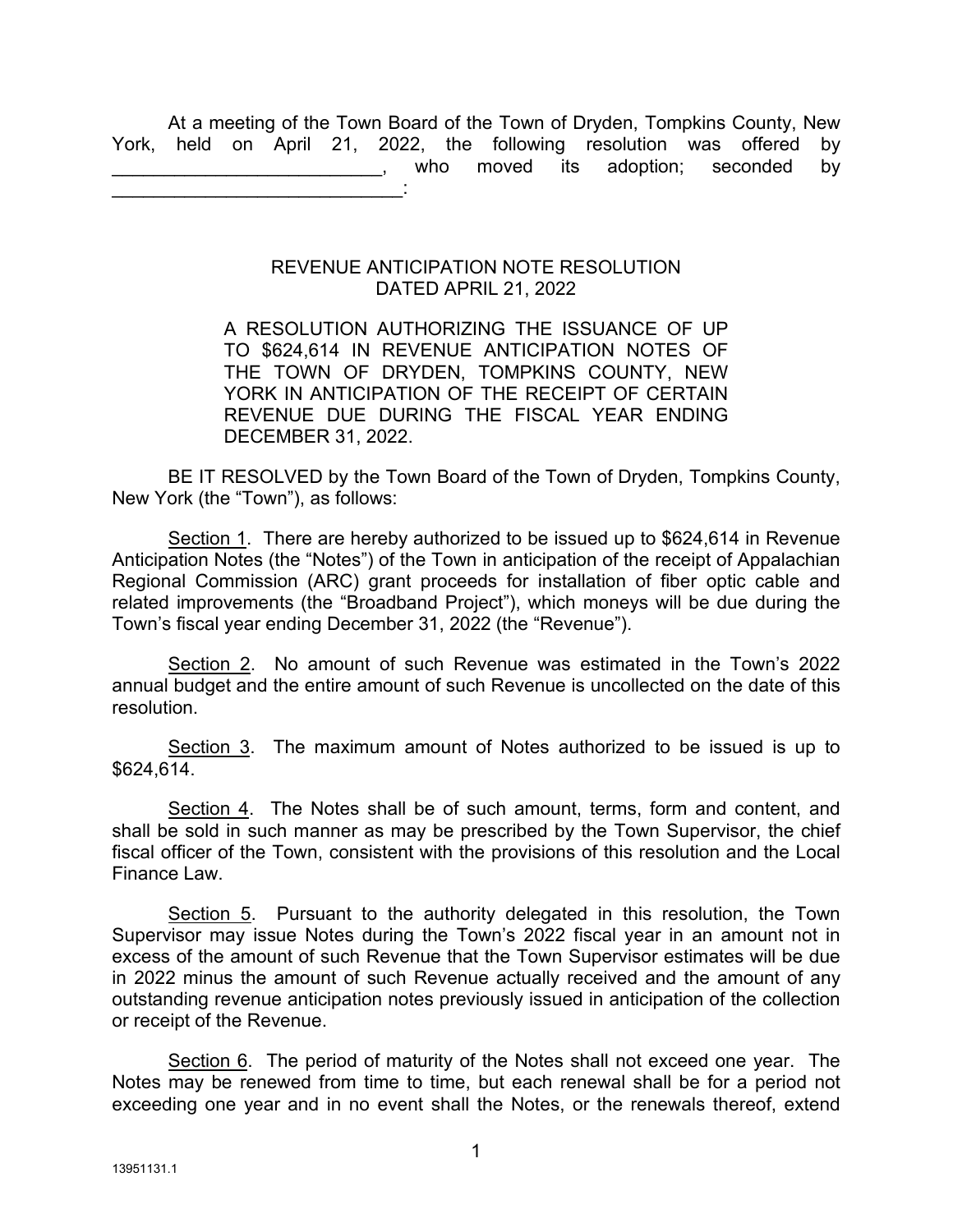At a meeting of the Town Board of the Town of Dryden, Tompkins County, New York, held on April 21, 2022, the following resolution was offered by __________________________, who moved its adoption; seconded by ____________________________:

REVENUE ANTICIPATION NOTE RESOLUTION
DATED APRIL 21, 2022

A RESOLUTION AUTHORIZING THE ISSUANCE OF UP TO $624,614 IN REVENUE ANTICIPATION NOTES OF THE TOWN OF DRYDEN, TOMPKINS COUNTY, NEW YORK IN ANTICIPATION OF THE RECEIPT OF CERTAIN REVENUE DUE DURING THE FISCAL YEAR ENDING DECEMBER 31, 2022.

BE IT RESOLVED by the Town Board of the Town of Dryden, Tompkins County, New York (the "Town"), as follows:

Section 1. There are hereby authorized to be issued up to $624,614 in Revenue Anticipation Notes (the "Notes") of the Town in anticipation of the receipt of Appalachian Regional Commission (ARC) grant proceeds for installation of fiber optic cable and related improvements (the "Broadband Project"), which moneys will be due during the Town's fiscal year ending December 31, 2022 (the "Revenue").

Section 2. No amount of such Revenue was estimated in the Town's 2022 annual budget and the entire amount of such Revenue is uncollected on the date of this resolution.

Section 3. The maximum amount of Notes authorized to be issued is up to $624,614.

Section 4. The Notes shall be of such amount, terms, form and content, and shall be sold in such manner as may be prescribed by the Town Supervisor, the chief fiscal officer of the Town, consistent with the provisions of this resolution and the Local Finance Law.

Section 5. Pursuant to the authority delegated in this resolution, the Town Supervisor may issue Notes during the Town's 2022 fiscal year in an amount not in excess of the amount of such Revenue that the Town Supervisor estimates will be due in 2022 minus the amount of such Revenue actually received and the amount of any outstanding revenue anticipation notes previously issued in anticipation of the collection or receipt of the Revenue.

Section 6. The period of maturity of the Notes shall not exceed one year. The Notes may be renewed from time to time, but each renewal shall be for a period not exceeding one year and in no event shall the Notes, or the renewals thereof, extend

13951131.1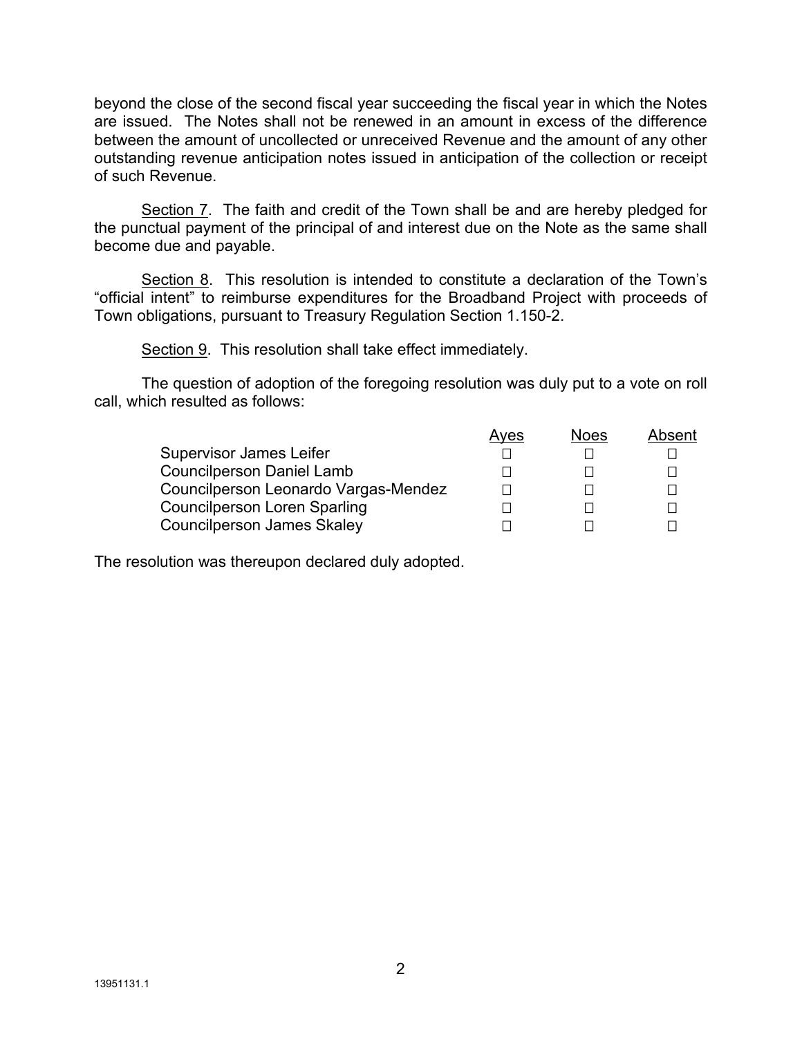beyond the close of the second fiscal year succeeding the fiscal year in which the Notes are issued. The Notes shall not be renewed in an amount in excess of the difference between the amount of uncollected or unreceived Revenue and the amount of any other outstanding revenue anticipation notes issued in anticipation of the collection or receipt of such Revenue.

Section 7. The faith and credit of the Town shall be and are hereby pledged for the punctual payment of the principal of and interest due on the Note as the same shall become due and payable.

Section 8. This resolution is intended to constitute a declaration of the Town's "official intent" to reimburse expenditures for the Broadband Project with proceeds of Town obligations, pursuant to Treasury Regulation Section 1.150-2.

Section 9. This resolution shall take effect immediately.

The question of adoption of the foregoing resolution was duly put to a vote on roll call, which resulted as follows:

| | Ayes | Noes | Absent |
|---|---|---|---|
| Supervisor James Leifer | ☐ | ☐ | ☐ |
| Councilperson Daniel Lamb | ☐ | ☐ | ☐ |
| Councilperson Leonardo Vargas-Mendez | ☐ | ☐ | ☐ |
| Councilperson Loren Sparling | ☐ | ☐ | ☐ |
| Councilperson James Skaley | ☐ | ☐ | ☐ |

The resolution was thereupon declared duly adopted.

13951131.1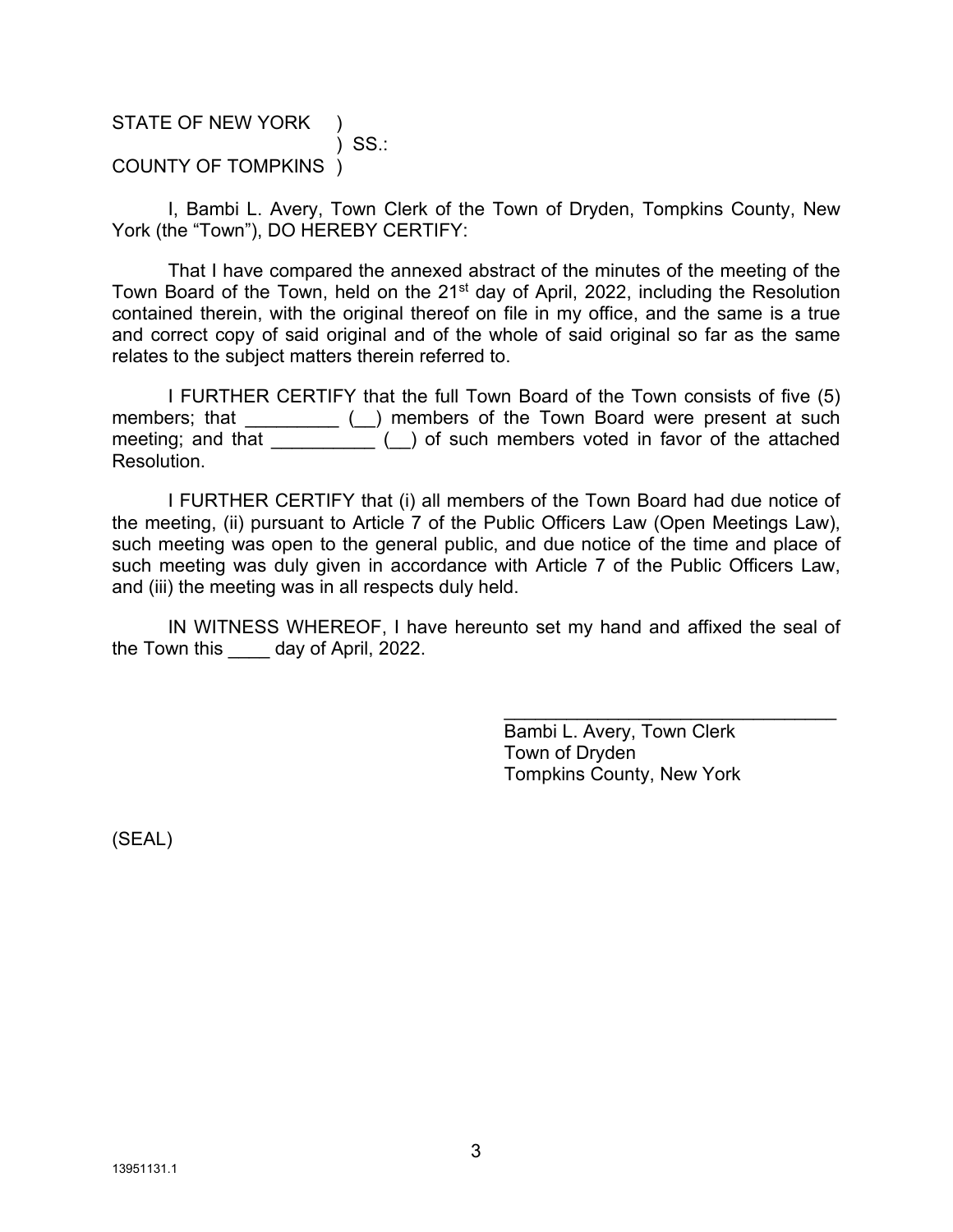STATE OF NEW YORK )
) SS.:
COUNTY OF TOMPKINS )

I, Bambi L. Avery, Town Clerk of the Town of Dryden, Tompkins County, New York (the "Town"), DO HEREBY CERTIFY:

That I have compared the annexed abstract of the minutes of the meeting of the Town Board of the Town, held on the 21st day of April, 2022, including the Resolution contained therein, with the original thereof on file in my office, and the same is a true and correct copy of said original and of the whole of said original so far as the same relates to the subject matters therein referred to.

I FURTHER CERTIFY that the full Town Board of the Town consists of five (5) members; that _________ (__) members of the Town Board were present at such meeting; and that __________ (__) of such members voted in favor of the attached Resolution.

I FURTHER CERTIFY that (i) all members of the Town Board had due notice of the meeting, (ii) pursuant to Article 7 of the Public Officers Law (Open Meetings Law), such meeting was open to the general public, and due notice of the time and place of such meeting was duly given in accordance with Article 7 of the Public Officers Law, and (iii) the meeting was in all respects duly held.

IN WITNESS WHEREOF, I have hereunto set my hand and affixed the seal of the Town this ____ day of April, 2022.

_________________________________
Bambi L. Avery, Town Clerk
Town of Dryden
Tompkins County, New York

(SEAL)

13951131.1